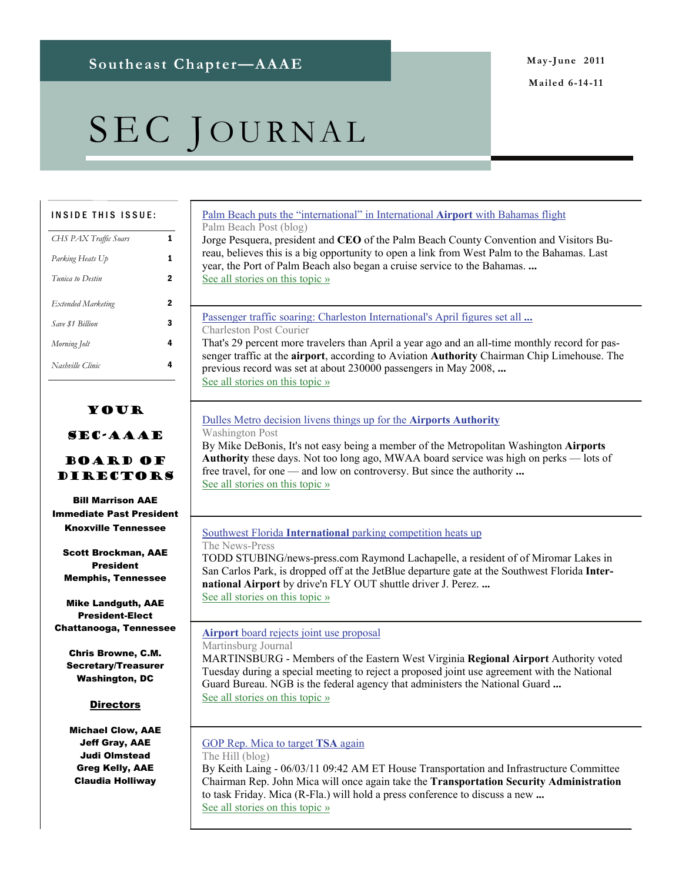Southeast Chapter—AAAE

May-June 2011

Mailed 6-14-11

# SEC Journal

**INSIDE THIS ISSUE:**

| | |
|---|---|
| *CHS PAX Traffic Soars* | 1 |
| *Parking Heats Up* | 1 |
| *Tunica to Destin* | 2 |
| *Extended Marketing* | 2 |
| *Save $1 Billion* | 3 |
| *Morning Jolt* | 4 |
| *Nashville Clinic* | 4 |

## YOUR SEC-AAAE BOARD OF DIRECTORS

**Bill Marrison AAE**
**Immediate Past President**
**Knoxville Tennessee**

**Scott Brockman, AAE**
**President**
**Memphis, Tennessee**

**Mike Landguth, AAE**
**President-Elect**
**Chattanooga, Tennessee**

**Chris Browne, C.M.**
**Secretary/Treasurer**
**Washington, DC**

**Directors**

**Michael Clow, AAE**
**Jeff Gray, AAE**
**Judi Olmstead**
**Greg Kelly, AAE**
**Claudia Holliway**

---

Palm Beach puts the "international" in International **Airport** with Bahamas flight

Palm Beach Post (blog)

Jorge Pesquera, president and **CEO** of the Palm Beach County Convention and Visitors Bureau, believes this is a big opportunity to open a link from West Palm to the Bahamas. Last year, the Port of Palm Beach also began a cruise service to the Bahamas. **...**

See all stories on this topic »

---

Passenger traffic soaring: Charleston International's April figures set all **...**

Charleston Post Courier

That's 29 percent more travelers than April a year ago and an all-time monthly record for passenger traffic at the **airport**, according to Aviation **Authority** Chairman Chip Limehouse. The previous record was set at about 230000 passengers in May 2008, **...**

See all stories on this topic »

---

Dulles Metro decision livens things up for the **Airports Authority**

Washington Post

By Mike DeBonis, It's not easy being a member of the Metropolitan Washington **Airports Authority** these days. Not too long ago, MWAA board service was high on perks — lots of free travel, for one — and low on controversy. But since the authority **...**

See all stories on this topic »

---

Southwest Florida **International** parking competition heats up

The News-Press

TODD STUBING/news-press.com Raymond Lachapelle, a resident of of Miromar Lakes in San Carlos Park, is dropped off at the JetBlue departure gate at the Southwest Florida **International Airport** by drive'n FLY OUT shuttle driver J. Perez. **...**

See all stories on this topic »

---

**Airport** board rejects joint use proposal

Martinsburg Journal

MARTINSBURG - Members of the Eastern West Virginia **Regional Airport** Authority voted Tuesday during a special meeting to reject a proposed joint use agreement with the National Guard Bureau. NGB is the federal agency that administers the National Guard **...**

See all stories on this topic »

---

GOP Rep. Mica to target **TSA** again

The Hill (blog)

By Keith Laing - 06/03/11 09:42 AM ET House Transportation and Infrastructure Committee Chairman Rep. John Mica will once again take the **Transportation Security Administration** to task Friday. Mica (R-Fla.) will hold a press conference to discuss a new **...**

See all stories on this topic »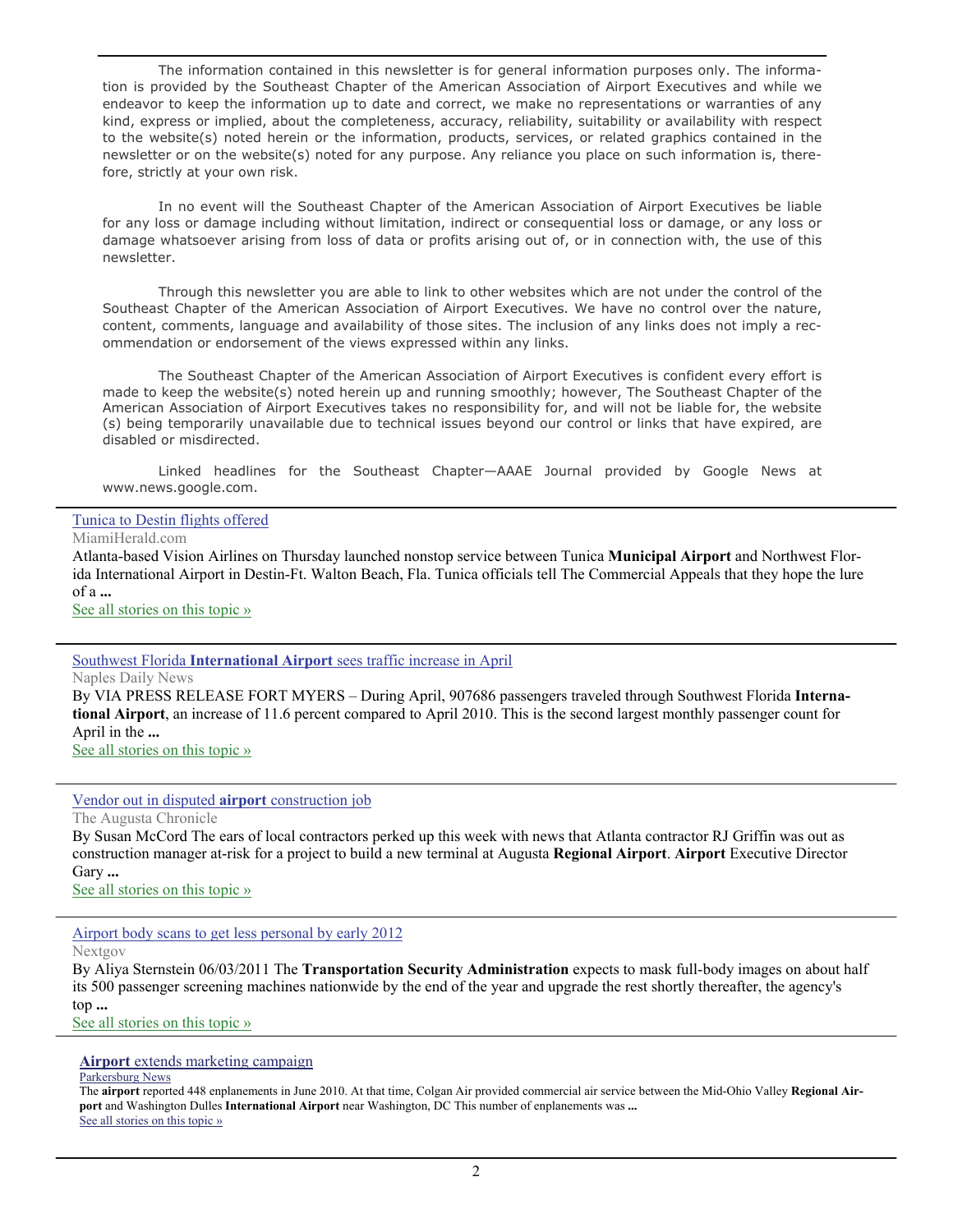The information contained in this newsletter is for general information purposes only. The information is provided by the Southeast Chapter of the American Association of Airport Executives and while we endeavor to keep the information up to date and correct, we make no representations or warranties of any kind, express or implied, about the completeness, accuracy, reliability, suitability or availability with respect to the website(s) noted herein or the information, products, services, or related graphics contained in the newsletter or on the website(s) noted for any purpose. Any reliance you place on such information is, therefore, strictly at your own risk.

In no event will the Southeast Chapter of the American Association of Airport Executives be liable for any loss or damage including without limitation, indirect or consequential loss or damage, or any loss or damage whatsoever arising from loss of data or profits arising out of, or in connection with, the use of this newsletter.

Through this newsletter you are able to link to other websites which are not under the control of the Southeast Chapter of the American Association of Airport Executives. We have no control over the nature, content, comments, language and availability of those sites. The inclusion of any links does not imply a recommendation or endorsement of the views expressed within any links.

The Southeast Chapter of the American Association of Airport Executives is confident every effort is made to keep the website(s) noted herein up and running smoothly; however, The Southeast Chapter of the American Association of Airport Executives takes no responsibility for, and will not be liable for, the website (s) being temporarily unavailable due to technical issues beyond our control or links that have expired, are disabled or misdirected.

Linked headlines for the Southeast Chapter—AAAE Journal provided by Google News at www.news.google.com.

---

Tunica to Destin flights offered

MiamiHerald.com

Atlanta-based Vision Airlines on Thursday launched nonstop service between Tunica **Municipal Airport** and Northwest Florida International Airport in Destin-Ft. Walton Beach, Fla. Tunica officials tell The Commercial Appeals that they hope the lure of a **...**

See all stories on this topic »

---

Southwest Florida **International Airport** sees traffic increase in April

Naples Daily News

By VIA PRESS RELEASE FORT MYERS – During April, 907686 passengers traveled through Southwest Florida **International Airport**, an increase of 11.6 percent compared to April 2010. This is the second largest monthly passenger count for April in the **...**

See all stories on this topic »

---

Vendor out in disputed **airport** construction job

The Augusta Chronicle

By Susan McCord The ears of local contractors perked up this week with news that Atlanta contractor RJ Griffin was out as construction manager at-risk for a project to build a new terminal at Augusta **Regional Airport**. **Airport** Executive Director Gary **...**

See all stories on this topic »

---

Airport body scans to get less personal by early 2012

Nextgov

By Aliya Sternstein 06/03/2011 The **Transportation Security Administration** expects to mask full-body images on about half its 500 passenger screening machines nationwide by the end of the year and upgrade the rest shortly thereafter, the agency's top **...**

See all stories on this topic »

---

**Airport** extends marketing campaign

Parkersburg News

The **airport** reported 448 enplanements in June 2010. At that time, Colgan Air provided commercial air service between the Mid-Ohio Valley **Regional Airport** and Washington Dulles **International Airport** near Washington, DC This number of enplanements was **...**

See all stories on this topic »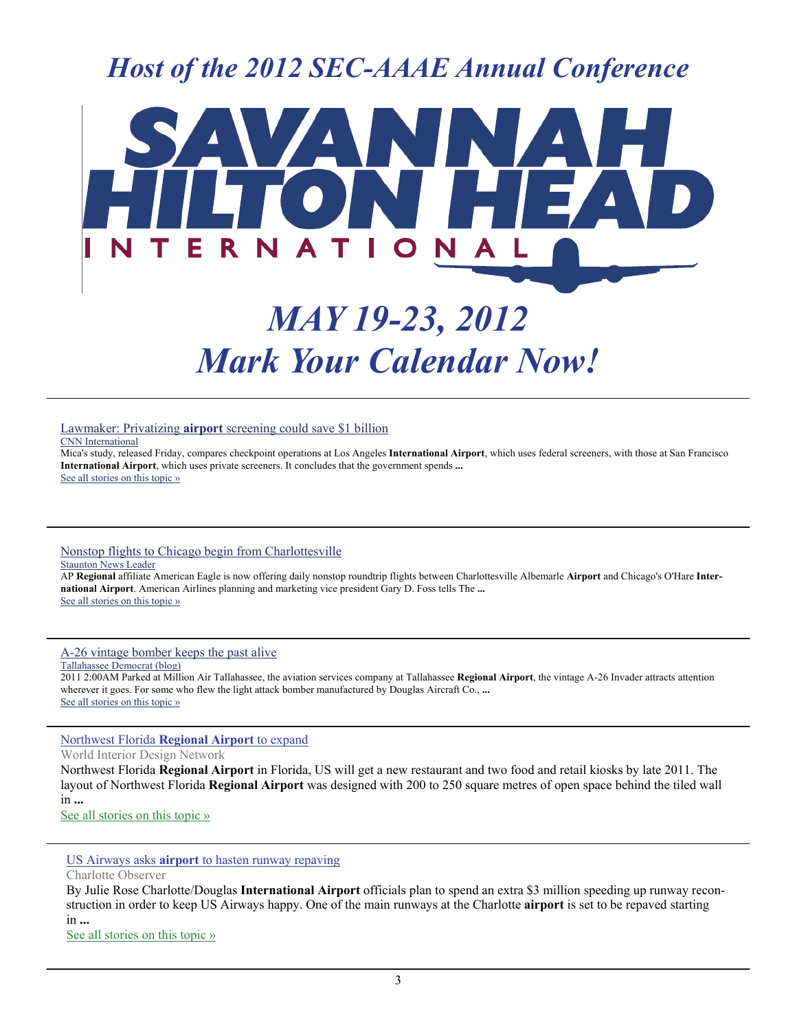# *Host of the 2012 SEC-AAAE Annual Conference*

SAVANNAH HILTON HEAD INTERNATIONAL

# *MAY 19-23, 2012*
# *Mark Your Calendar Now!*

---

Lawmaker: Privatizing **airport** screening could save $1 billion

CNN International

Mica's study, released Friday, compares checkpoint operations at Los Angeles **International Airport**, which uses federal screeners, with those at San Francisco **International Airport**, which uses private screeners. It concludes that the government spends **...**

See all stories on this topic »

---

Nonstop flights to Chicago begin from Charlottesville

Staunton News Leader

AP **Regional** affiliate American Eagle is now offering daily nonstop roundtrip flights between Charlottesville Albemarle **Airport** and Chicago's O'Hare **International Airport**. American Airlines planning and marketing vice president Gary D. Foss tells The **...**

See all stories on this topic »

---

A-26 vintage bomber keeps the past alive

Tallahassee Democrat (blog)

2011 2:00AM Parked at Million Air Tallahassee, the aviation services company at Tallahassee **Regional Airport**, the vintage A-26 Invader attracts attention wherever it goes. For some who flew the light attack bomber manufactured by Douglas Aircraft Co., **...**

See all stories on this topic »

---

Northwest Florida **Regional Airport** to expand

World Interior Design Network

Northwest Florida **Regional Airport** in Florida, US will get a new restaurant and two food and retail kiosks by late 2011. The layout of Northwest Florida **Regional Airport** was designed with 200 to 250 square metres of open space behind the tiled wall in **...**

See all stories on this topic »

---

US Airways asks **airport** to hasten runway repaving

Charlotte Observer

By Julie Rose Charlotte/Douglas **International Airport** officials plan to spend an extra $3 million speeding up runway reconstruction in order to keep US Airways happy. One of the main runways at the Charlotte **airport** is set to be repaved starting in **...**

See all stories on this topic »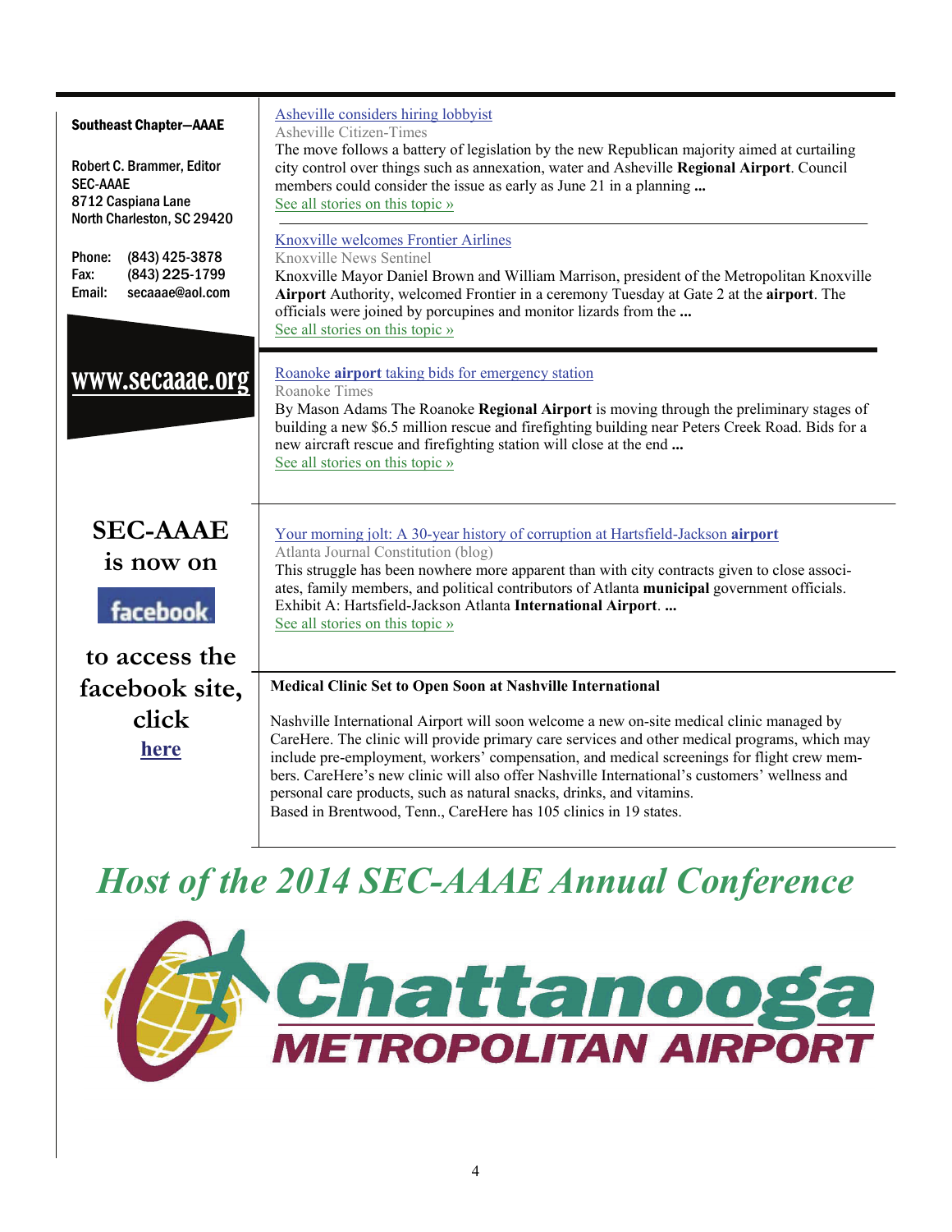**Southeast Chapter—AAAE**

Robert C. Brammer, Editor
SEC-AAAE
8712 Caspiana Lane
North Charleston, SC 29420

Phone: (843) 425-3878
Fax: (843) 225-1799
Email: secaaae@aol.com

**www.secaaae.org**

**SEC-AAAE is now on facebook to access the facebook site, click here**

[Asheville considers hiring lobbyist](#)
Asheville Citizen-Times
The move follows a battery of legislation by the new Republican majority aimed at curtailing city control over things such as annexation, water and Asheville **Regional Airport**. Council members could consider the issue as early as June 21 in a planning **...**
See all stories on this topic »

---

[Knoxville welcomes Frontier Airlines](#)
Knoxville News Sentinel
Knoxville Mayor Daniel Brown and William Marrison, president of the Metropolitan Knoxville **Airport** Authority, welcomed Frontier in a ceremony Tuesday at Gate 2 at the **airport**. The officials were joined by porcupines and monitor lizards from the **...**
See all stories on this topic »

---

Roanoke **airport** taking bids for emergency station
Roanoke Times
By Mason Adams The Roanoke **Regional Airport** is moving through the preliminary stages of building a new $6.5 million rescue and firefighting building near Peters Creek Road. Bids for a new aircraft rescue and firefighting station will close at the end **...**
See all stories on this topic »

---

Your morning jolt: A 30-year history of corruption at Hartsfield-Jackson **airport**
Atlanta Journal Constitution (blog)
This struggle has been nowhere more apparent than with city contracts given to close associates, family members, and political contributors of Atlanta **municipal** government officials. Exhibit A: Hartsfield-Jackson Atlanta **International Airport**. **...**
See all stories on this topic »

---

**Medical Clinic Set to Open Soon at Nashville International**

Nashville International Airport will soon welcome a new on-site medical clinic managed by CareHere. The clinic will provide primary care services and other medical programs, which may include pre-employment, workers' compensation, and medical screenings for flight crew members. CareHere's new clinic will also offer Nashville International's customers' wellness and personal care products, such as natural snacks, drinks, and vitamins.
Based in Brentwood, Tenn., CareHere has 105 clinics in 19 states.

## *Host of the 2014 SEC-AAAE Annual Conference*

**Chattanooga METROPOLITAN AIRPORT**